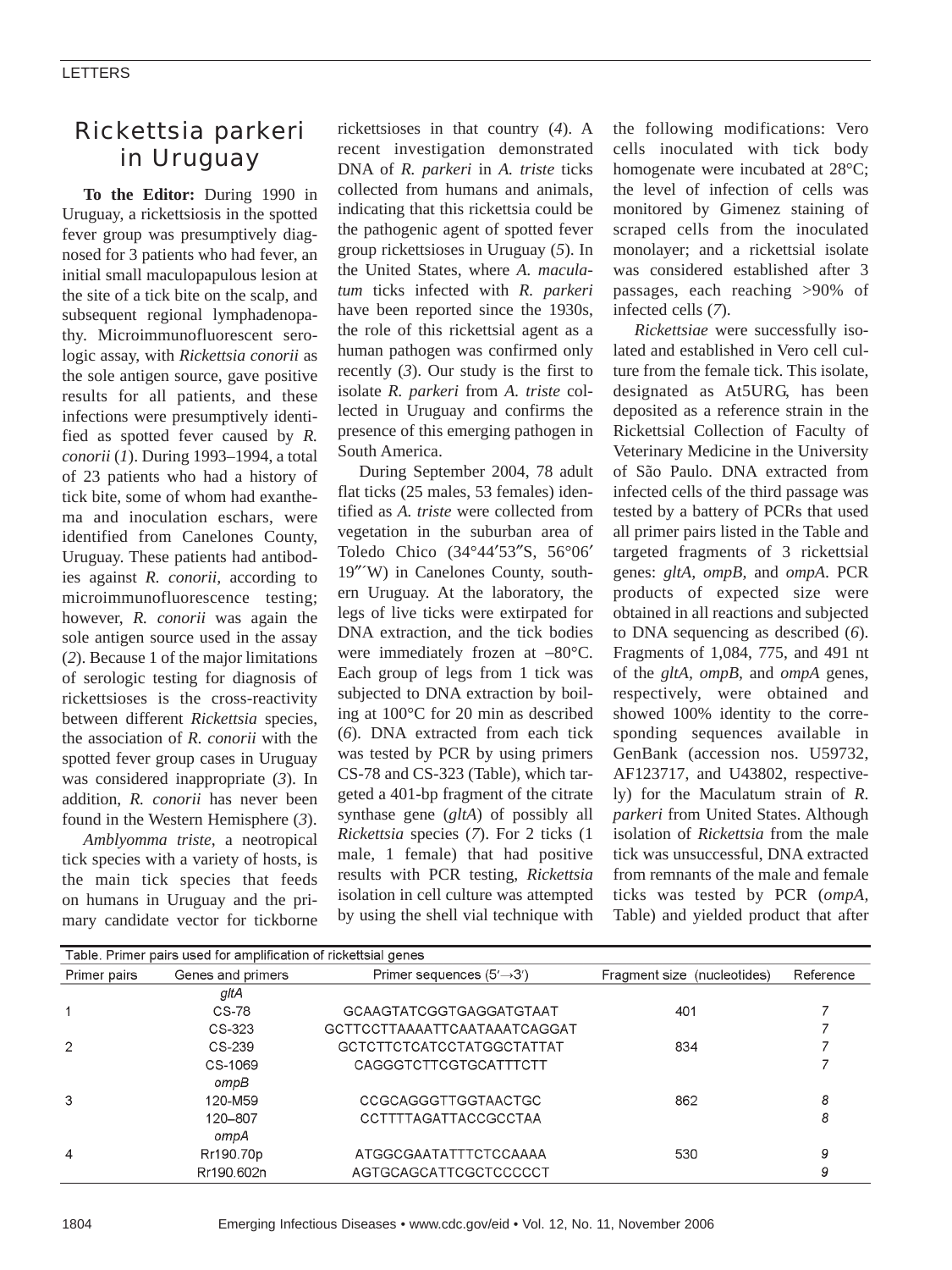# Rickettsia parkeri in Uruguay

**To the Editor:** During 1990 in Uruguay, a rickettsiosis in the spotted fever group was presumptively diagnosed for 3 patients who had fever, an initial small maculopapulous lesion at the site of a tick bite on the scalp, and subsequent regional lymphadenopathy. Microimmunofluorescent serologic assay, with *Rickettsia conorii* as the sole antigen source, gave positive results for all patients, and these infections were presumptively identified as spotted fever caused by *R. conorii* (*1*). During 1993–1994, a total of 23 patients who had a history of tick bite, some of whom had exanthema and inoculation eschars, were identified from Canelones County, Uruguay. These patients had antibodies against *R. conorii*, according to microimmunofluorescence testing; however, *R. conorii* was again the sole antigen source used in the assay (*2*). Because 1 of the major limitations of serologic testing for diagnosis of rickettsioses is the cross-reactivity between different *Rickettsia* species, the association of *R. conorii* with the spotted fever group cases in Uruguay was considered inappropriate (*3*). In addition, *R. conorii* has never been found in the Western Hemisphere (*3*).

*Amblyomma triste*, a neotropical tick species with a variety of hosts, is the main tick species that feeds on humans in Uruguay and the primary candidate vector for tickborne rickettsioses in that country (*4*). A recent investigation demonstrated DNA of *R. parkeri* in *A. triste* ticks collected from humans and animals, indicating that this rickettsia could be the pathogenic agent of spotted fever group rickettsioses in Uruguay (*5*). In the United States, where *A. maculatum* ticks infected with *R. parkeri* have been reported since the 1930s, the role of this rickettsial agent as a human pathogen was confirmed only recently (*3*). Our study is the first to isolate *R. parkeri* from *A. triste* collected in Uruguay and confirms the presence of this emerging pathogen in South America.

During September 2004, 78 adult flat ticks (25 males, 53 females) identified as *A. triste* were collected from vegetation in the suburban area of Toledo Chico (34°44′53″S, 56°06′19″´W) in Canelones County, southern Uruguay. At the laboratory, the legs of live ticks were extirpated for DNA extraction, and the tick bodies were immediately frozen at –80°C. Each group of legs from 1 tick was subjected to DNA extraction by boiling at 100°C for 20 min as described (*6*). DNA extracted from each tick was tested by PCR by using primers CS-78 and CS-323 (Table), which targeted a 401-bp fragment of the citrate synthase gene (*gltA*) of possibly all *Rickettsia* species (*7*). For 2 ticks (1 male, 1 female) that had positive results with PCR testing, *Rickettsia* isolation in cell culture was attempted by using the shell vial technique with the following modifications: Vero cells inoculated with tick body homogenate were incubated at 28°C; the level of infection of cells was monitored by Gimenez staining of scraped cells from the inoculated monolayer; and a rickettsial isolate was considered established after 3 passages, each reaching >90% of infected cells (*7*).

*Rickettsiae* were successfully isolated and established in Vero cell culture from the female tick. This isolate, designated as At5URG, has been deposited as a reference strain in the Rickettsial Collection of Faculty of Veterinary Medicine in the University of São Paulo. DNA extracted from infected cells of the third passage was tested by a battery of PCRs that used all primer pairs listed in the Table and targeted fragments of 3 rickettsial genes: *gltA*, *ompB*, and *ompA*. PCR products of expected size were obtained in all reactions and subjected to DNA sequencing as described (*6*). Fragments of 1,084, 775, and 491 nt of the *gltA*, *ompB*, and *ompA* genes, respectively, were obtained and showed 100% identity to the corresponding sequences available in GenBank (accession nos. U59732, AF123717, and U43802, respectively) for the Maculatum strain of *R. parkeri* from United States. Although isolation of *Rickettsia* from the male tick was unsuccessful, DNA extracted from remnants of the male and female ticks was tested by PCR (*ompA*, Table) and yielded product that after

Table. Primer pairs used for amplification of rickettsial genes

| Primer pairs | Genes and primers | Primer sequences (5′→3′) | Fragment size (nucleotides) | Reference |
|---|---|---|---|---|
| | *gltA* | | | |
| 1 | CS-78 | GCAAGTATCGGTGAGGATGTAAT | 401 | 7 |
| | CS-323 | GCTTCCTTAAAATTCAATAAATCAGGAT | | 7 |
| 2 | CS-239 | GCTCTTCTCATCCTATGGCTATTAT | 834 | 7 |
| | CS-1069 | CAGGGTCTTCGTGCATTTCTT | | 7 |
| | *ompB* | | | |
| 3 | 120-M59 | CCGCAGGGTTGGTAACTGC | 862 | 8 |
| | 120–807 | CCTTTTAGATTACCGCCTAA | | 8 |
| | *ompA* | | | |
| 4 | Rr190.70p | ATGGCGAATATTTCTCCAAAA | 530 | 9 |
| | Rr190.602n | AGTGCAGCATTCGCTCCCCCT | | 9 |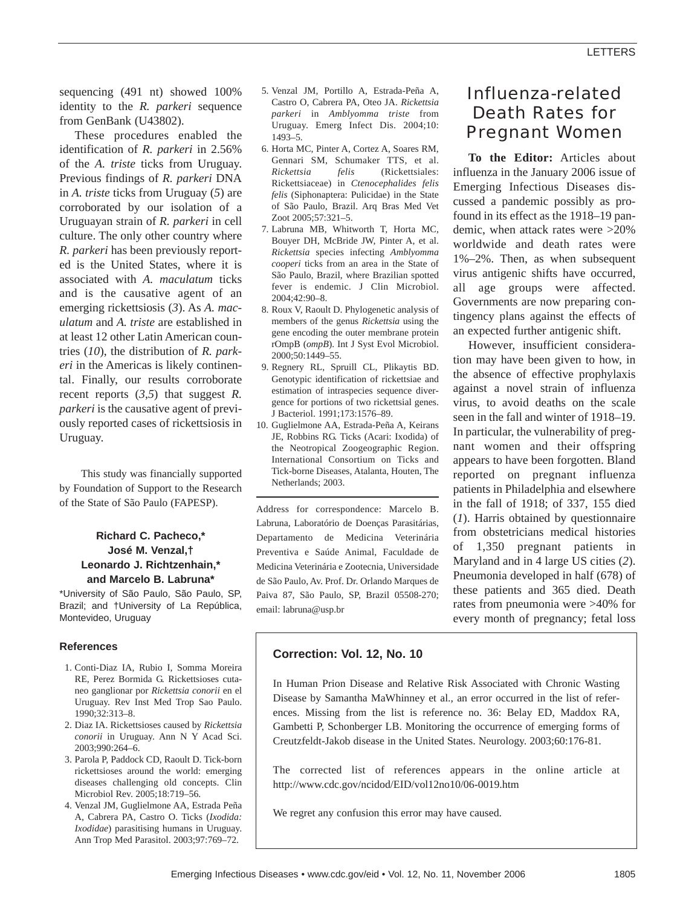sequencing (491 nt) showed 100% identity to the *R. parkeri* sequence from GenBank (U43802).

These procedures enabled the identification of *R. parkeri* in 2.56% of the *A. triste* ticks from Uruguay. Previous findings of *R. parkeri* DNA in *A. triste* ticks from Uruguay (*5*) are corroborated by our isolation of a Uruguayan strain of *R. parkeri* in cell culture. The only other country where *R. parkeri* has been previously reported is the United States, where it is associated with *A. maculatum* ticks and is the causative agent of an emerging rickettsiosis (*3*). As *A. maculatum* and *A. triste* are established in at least 12 other Latin American countries (*10*), the distribution of *R. parkeri* in the Americas is likely continental. Finally, our results corroborate recent reports (*3*,*5*) that suggest *R. parkeri* is the causative agent of previously reported cases of rickettsiosis in Uruguay.

This study was financially supported by Foundation of Support to the Research of the State of São Paulo (FAPESP).

**Richard C. Pacheco,\* José M. Venzal,† Leonardo J. Richtzenhain,\* and Marcelo B. Labruna\***

\*University of São Paulo, São Paulo, SP, Brazil; and †University of La República, Montevideo, Uruguay

### References

1. Conti-Diaz IA, Rubio I, Somma Moreira RE, Perez Bormida G. Rickettsioses cutaneo ganglionar por *Rickettsia conorii* en el Uruguay. Rev Inst Med Trop Sao Paulo. 1990;32:313–8.
2. Diaz IA. Rickettsioses caused by *Rickettsia conorii* in Uruguay. Ann N Y Acad Sci. 2003;990:264–6.
3. Parola P, Paddock CD, Raoult D. Tick-born rickettsioses around the world: emerging diseases challenging old concepts. Clin Microbiol Rev. 2005;18:719–56.
4. Venzal JM, Guglielmone AA, Estrada Peña A, Cabrera PA, Castro O. Ticks (*Ixodida: Ixodidae*) parasitising humans in Uruguay. Ann Trop Med Parasitol. 2003;97:769–72.
5. Venzal JM, Portillo A, Estrada-Peña A, Castro O, Cabrera PA, Oteo JA. *Rickettsia parkeri* in *Amblyomma triste* from Uruguay. Emerg Infect Dis. 2004;10:1493–5.
6. Horta MC, Pinter A, Cortez A, Soares RM, Gennari SM, Schumaker TTS, et al. *Rickettsia felis* (Rickettsiales: Rickettsiaceae) in *Ctenocephalides felis felis* (Siphonaptera: Pulicidae) in the State of São Paulo, Brazil. Arq Bras Med Vet Zoot 2005;57:321–5.
7. Labruna MB, Whitworth T, Horta MC, Bouyer DH, McBride JW, Pinter A, et al. *Rickettsia* species infecting *Amblyomma cooperi* ticks from an area in the State of São Paulo, Brazil, where Brazilian spotted fever is endemic. J Clin Microbiol. 2004;42:90–8.
8. Roux V, Raoult D. Phylogenetic analysis of members of the genus *Rickettsia* using the gene encoding the outer membrane protein rOmpB (*ompB*). Int J Syst Evol Microbiol. 2000;50:1449–55.
9. Regnery RL, Spruill CL, Plikaytis BD. Genotypic identification of rickettsiae and estimation of intraspecies sequence divergence for portions of two rickettsial genes. J Bacteriol. 1991;173:1576–89.
10. Guglielmone AA, Estrada-Peña A, Keirans JE, Robbins RG. Ticks (Acari: Ixodida) of the Neotropical Zoogeographic Region. International Consortium on Ticks and Tick-borne Diseases, Atalanta, Houten, The Netherlands; 2003.

Address for correspondence: Marcelo B. Labruna, Laboratório de Doenças Parasitárias, Departamento de Medicina Veterinária Preventiva e Saúde Animal, Faculdade de Medicina Veterinária e Zootecnia, Universidade de São Paulo, Av. Prof. Dr. Orlando Marques de Paiva 87, São Paulo, SP, Brazil 05508-270; email: labruna@usp.br

# Influenza-related Death Rates for Pregnant Women

**To the Editor:** Articles about influenza in the January 2006 issue of Emerging Infectious Diseases discussed a pandemic possibly as profound in its effect as the 1918–19 pandemic, when attack rates were >20% worldwide and death rates were 1%–2%. Then, as when subsequent virus antigenic shifts have occurred, all age groups were affected. Governments are now preparing contingency plans against the effects of an expected further antigenic shift.

However, insufficient consideration may have been given to how, in the absence of effective prophylaxis against a novel strain of influenza virus, to avoid deaths on the scale seen in the fall and winter of 1918–19. In particular, the vulnerability of pregnant women and their offspring appears to have been forgotten. Bland reported on pregnant influenza patients in Philadelphia and elsewhere in the fall of 1918; of 337, 155 died (*1*). Harris obtained by questionnaire from obstetricians medical histories of 1,350 pregnant patients in Maryland and in 4 large US cities (*2*). Pneumonia developed in half (678) of these patients and 365 died. Death rates from pneumonia were >40% for every month of pregnancy; fetal loss

### Correction: Vol. 12, No. 10

In Human Prion Disease and Relative Risk Associated with Chronic Wasting Disease by Samantha MaWhinney et al., an error occurred in the list of references. Missing from the list is reference no. 36: Belay ED, Maddox RA, Gambetti P, Schonberger LB. Monitoring the occurrence of emerging forms of Creutzfeldt-Jakob disease in the United States. Neurology. 2003;60:176-81.

The corrected list of references appears in the online article at http://www.cdc.gov/ncidod/EID/vol12no10/06-0019.htm

We regret any confusion this error may have caused.